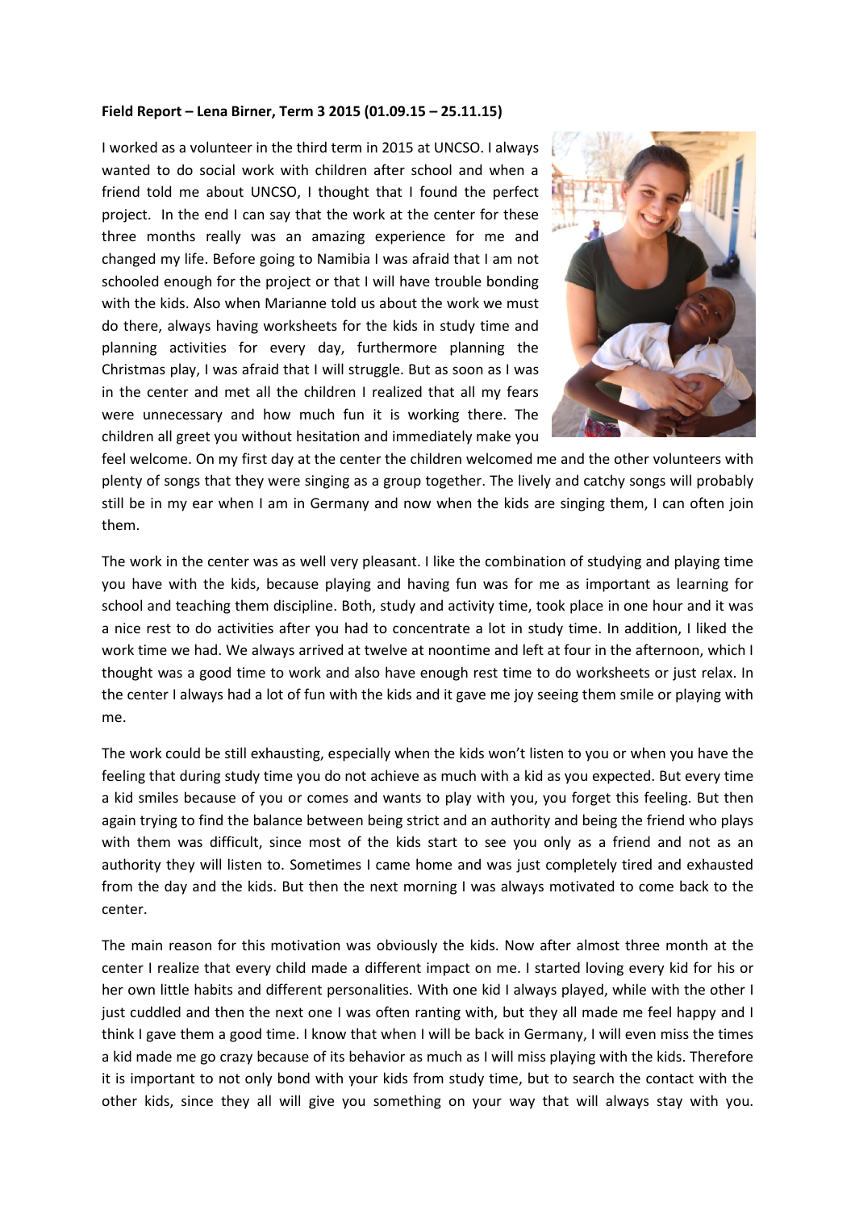**Field Report – Lena Birner, Term 3 2015 (01.09.15 – 25.11.15)**

I worked as a volunteer in the third term in 2015 at UNCSO. I always wanted to do social work with children after school and when a friend told me about UNCSO, I thought that I found the perfect project. In the end I can say that the work at the center for these three months really was an amazing experience for me and changed my life. Before going to Namibia I was afraid that I am not schooled enough for the project or that I will have trouble bonding with the kids. Also when Marianne told us about the work we must do there, always having worksheets for the kids in study time and planning activities for every day, furthermore planning the Christmas play, I was afraid that I will struggle. But as soon as I was in the center and met all the children I realized that all my fears were unnecessary and how much fun it is working there. The children all greet you without hesitation and immediately make you feel welcome. On my first day at the center the children welcomed me and the other volunteers with plenty of songs that they were singing as a group together. The lively and catchy songs will probably still be in my ear when I am in Germany and now when the kids are singing them, I can often join them.

The work in the center was as well very pleasant. I like the combination of studying and playing time you have with the kids, because playing and having fun was for me as important as learning for school and teaching them discipline. Both, study and activity time, took place in one hour and it was a nice rest to do activities after you had to concentrate a lot in study time. In addition, I liked the work time we had. We always arrived at twelve at noontime and left at four in the afternoon, which I thought was a good time to work and also have enough rest time to do worksheets or just relax. In the center I always had a lot of fun with the kids and it gave me joy seeing them smile or playing with me.

The work could be still exhausting, especially when the kids won't listen to you or when you have the feeling that during study time you do not achieve as much with a kid as you expected. But every time a kid smiles because of you or comes and wants to play with you, you forget this feeling. But then again trying to find the balance between being strict and an authority and being the friend who plays with them was difficult, since most of the kids start to see you only as a friend and not as an authority they will listen to. Sometimes I came home and was just completely tired and exhausted from the day and the kids. But then the next morning I was always motivated to come back to the center.

The main reason for this motivation was obviously the kids. Now after almost three month at the center I realize that every child made a different impact on me. I started loving every kid for his or her own little habits and different personalities. With one kid I always played, while with the other I just cuddled and then the next one I was often ranting with, but they all made me feel happy and I think I gave them a good time. I know that when I will be back in Germany, I will even miss the times a kid made me go crazy because of its behavior as much as I will miss playing with the kids. Therefore it is important to not only bond with your kids from study time, but to search the contact with the other kids, since they all will give you something on your way that will always stay with you.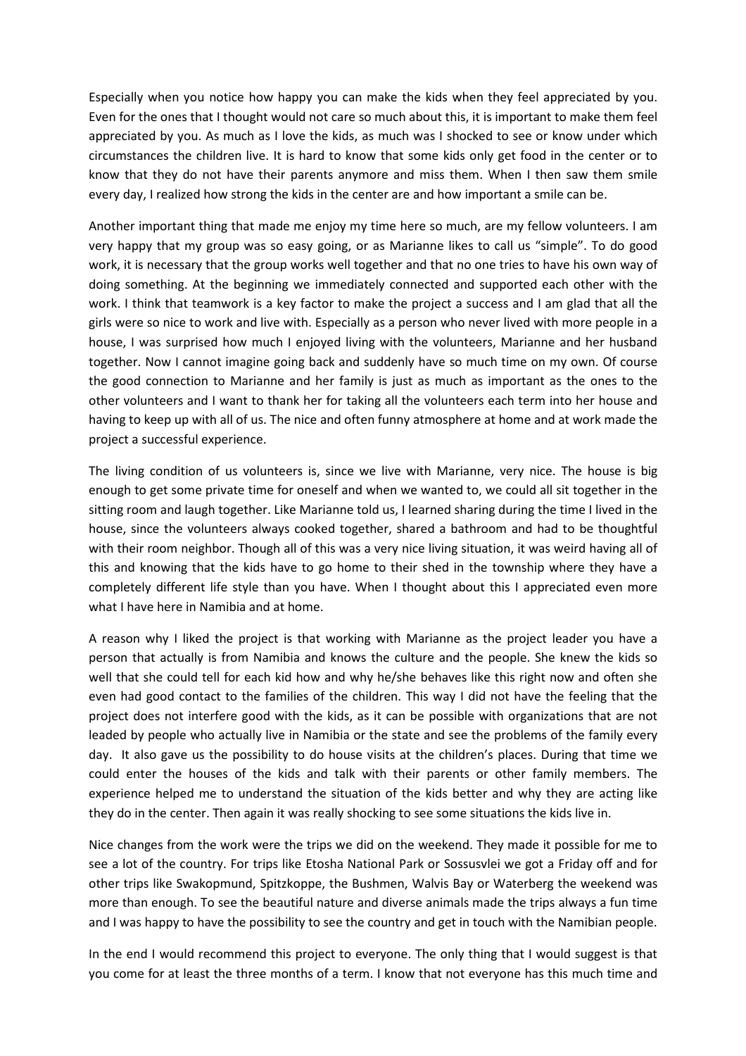Especially when you notice how happy you can make the kids when they feel appreciated by you. Even for the ones that I thought would not care so much about this, it is important to make them feel appreciated by you. As much as I love the kids, as much was I shocked to see or know under which circumstances the children live. It is hard to know that some kids only get food in the center or to know that they do not have their parents anymore and miss them. When I then saw them smile every day, I realized how strong the kids in the center are and how important a smile can be.

Another important thing that made me enjoy my time here so much, are my fellow volunteers. I am very happy that my group was so easy going, or as Marianne likes to call us "simple". To do good work, it is necessary that the group works well together and that no one tries to have his own way of doing something. At the beginning we immediately connected and supported each other with the work. I think that teamwork is a key factor to make the project a success and I am glad that all the girls were so nice to work and live with. Especially as a person who never lived with more people in a house, I was surprised how much I enjoyed living with the volunteers, Marianne and her husband together. Now I cannot imagine going back and suddenly have so much time on my own. Of course the good connection to Marianne and her family is just as much as important as the ones to the other volunteers and I want to thank her for taking all the volunteers each term into her house and having to keep up with all of us. The nice and often funny atmosphere at home and at work made the project a successful experience.

The living condition of us volunteers is, since we live with Marianne, very nice. The house is big enough to get some private time for oneself and when we wanted to, we could all sit together in the sitting room and laugh together. Like Marianne told us, I learned sharing during the time I lived in the house, since the volunteers always cooked together, shared a bathroom and had to be thoughtful with their room neighbor. Though all of this was a very nice living situation, it was weird having all of this and knowing that the kids have to go home to their shed in the township where they have a completely different life style than you have. When I thought about this I appreciated even more what I have here in Namibia and at home.

A reason why I liked the project is that working with Marianne as the project leader you have a person that actually is from Namibia and knows the culture and the people. She knew the kids so well that she could tell for each kid how and why he/she behaves like this right now and often she even had good contact to the families of the children. This way I did not have the feeling that the project does not interfere good with the kids, as it can be possible with organizations that are not leaded by people who actually live in Namibia or the state and see the problems of the family every day. It also gave us the possibility to do house visits at the children's places. During that time we could enter the houses of the kids and talk with their parents or other family members. The experience helped me to understand the situation of the kids better and why they are acting like they do in the center. Then again it was really shocking to see some situations the kids live in.

Nice changes from the work were the trips we did on the weekend. They made it possible for me to see a lot of the country. For trips like Etosha National Park or Sossusvlei we got a Friday off and for other trips like Swakopmund, Spitzkoppe, the Bushmen, Walvis Bay or Waterberg the weekend was more than enough. To see the beautiful nature and diverse animals made the trips always a fun time and I was happy to have the possibility to see the country and get in touch with the Namibian people.

In the end I would recommend this project to everyone. The only thing that I would suggest is that you come for at least the three months of a term. I know that not everyone has this much time and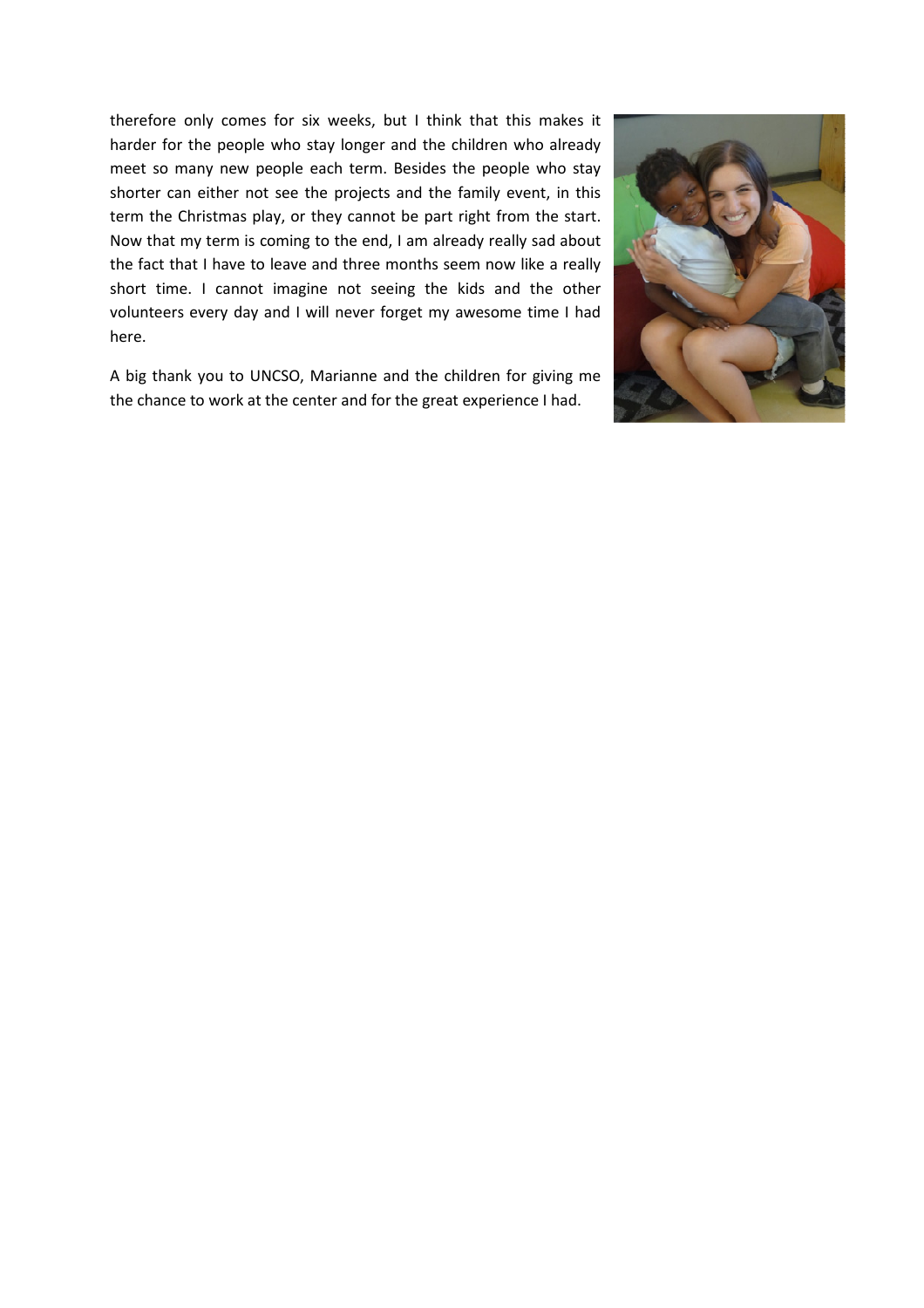therefore only comes for six weeks, but I think that this makes it harder for the people who stay longer and the children who already meet so many new people each term. Besides the people who stay shorter can either not see the projects and the family event, in this term the Christmas play, or they cannot be part right from the start. Now that my term is coming to the end, I am already really sad about the fact that I have to leave and three months seem now like a really short time. I cannot imagine not seeing the kids and the other volunteers every day and I will never forget my awesome time I had here.

A big thank you to UNCSO, Marianne and the children for giving me the chance to work at the center and for the great experience I had.